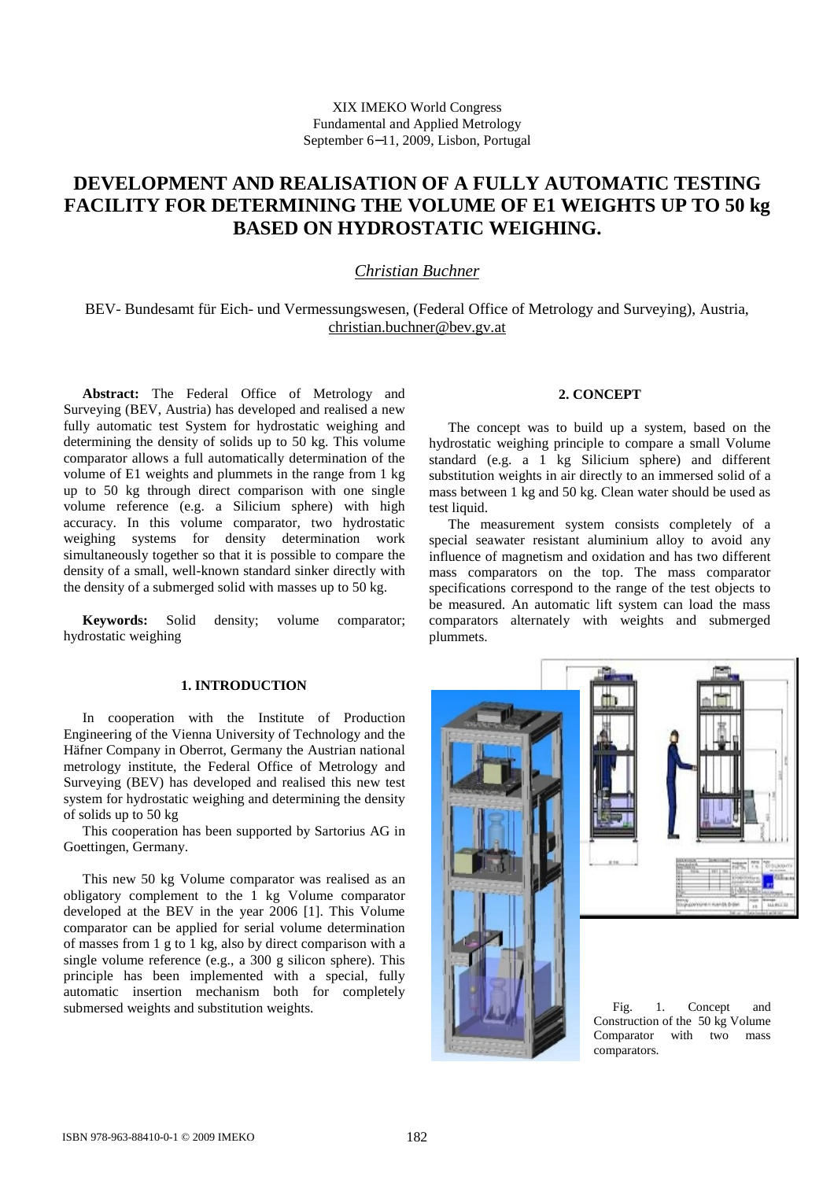XIX IMEKO World Congress
Fundamental and Applied Metrology
September 6−11, 2009, Lisbon, Portugal

# DEVELOPMENT AND REALISATION OF A FULLY AUTOMATIC TESTING FACILITY FOR DETERMINING THE VOLUME OF E1 WEIGHTS UP TO 50 kg BASED ON HYDROSTATIC WEIGHING.

*Christian Buchner*

BEV- Bundesamt für Eich- und Vermessungswesen, (Federal Office of Metrology and Surveying), Austria, christian.buchner@bev.gv.at

**Abstract:** The Federal Office of Metrology and Surveying (BEV, Austria) has developed and realised a new fully automatic test System for hydrostatic weighing and determining the density of solids up to 50 kg. This volume comparator allows a full automatically determination of the volume of E1 weights and plummets in the range from 1 kg up to 50 kg through direct comparison with one single volume reference (e.g. a Silicium sphere) with high accuracy. In this volume comparator, two hydrostatic weighing systems for density determination work simultaneously together so that it is possible to compare the density of a small, well-known standard sinker directly with the density of a submerged solid with masses up to 50 kg.

**Keywords:** Solid density; volume comparator; hydrostatic weighing

## 1. INTRODUCTION

In cooperation with the Institute of Production Engineering of the Vienna University of Technology and the Häfner Company in Oberrot, Germany the Austrian national metrology institute, the Federal Office of Metrology and Surveying (BEV) has developed and realised this new test system for hydrostatic weighing and determining the density of solids up to 50 kg

This cooperation has been supported by Sartorius AG in Goettingen, Germany.

This new 50 kg Volume comparator was realised as an obligatory complement to the 1 kg Volume comparator developed at the BEV in the year 2006 [1]. This Volume comparator can be applied for serial volume determination of masses from 1 g to 1 kg, also by direct comparison with a single volume reference (e.g., a 300 g silicon sphere). This principle has been implemented with a special, fully automatic insertion mechanism both for completely submersed weights and substitution weights.

## 2. CONCEPT

The concept was to build up a system, based on the hydrostatic weighing principle to compare a small Volume standard (e.g. a 1 kg Silicium sphere) and different substitution weights in air directly to an immersed solid of a mass between 1 kg and 50 kg. Clean water should be used as test liquid.

The measurement system consists completely of a special seawater resistant aluminium alloy to avoid any influence of magnetism and oxidation and has two different mass comparators on the top. The mass comparator specifications correspond to the range of the test objects to be measured. An automatic lift system can load the mass comparators alternately with weights and submerged plummets.

Fig. 1. Concept and Construction of the 50 kg Volume Comparator with two mass comparators.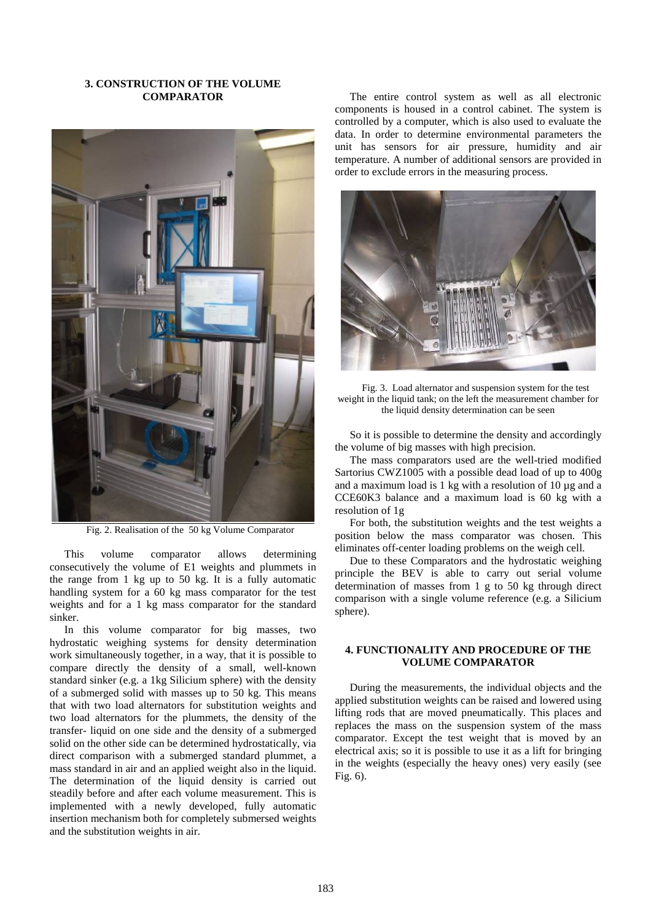## 3. CONSTRUCTION OF THE VOLUME COMPARATOR

Fig. 2. Realisation of the 50 kg Volume Comparator

This volume comparator allows determining consecutively the volume of E1 weights and plummets in the range from 1 kg up to 50 kg. It is a fully automatic handling system for a 60 kg mass comparator for the test weights and for a 1 kg mass comparator for the standard sinker.

In this volume comparator for big masses, two hydrostatic weighing systems for density determination work simultaneously together, in a way, that it is possible to compare directly the density of a small, well-known standard sinker (e.g. a 1kg Silicium sphere) with the density of a submerged solid with masses up to 50 kg. This means that with two load alternators for substitution weights and two load alternators for the plummets, the density of the transfer- liquid on one side and the density of a submerged solid on the other side can be determined hydrostatically, via direct comparison with a submerged standard plummet, a mass standard in air and an applied weight also in the liquid. The determination of the liquid density is carried out steadily before and after each volume measurement. This is implemented with a newly developed, fully automatic insertion mechanism both for completely submersed weights and the substitution weights in air.

The entire control system as well as all electronic components is housed in a control cabinet. The system is controlled by a computer, which is also used to evaluate the data. In order to determine environmental parameters the unit has sensors for air pressure, humidity and air temperature. A number of additional sensors are provided in order to exclude errors in the measuring process.

Fig. 3. Load alternator and suspension system for the test weight in the liquid tank; on the left the measurement chamber for the liquid density determination can be seen

So it is possible to determine the density and accordingly the volume of big masses with high precision.

The mass comparators used are the well-tried modified Sartorius CWZ1005 with a possible dead load of up to 400g and a maximum load is 1 kg with a resolution of 10 µg and a CCE60K3 balance and a maximum load is 60 kg with a resolution of 1g

For both, the substitution weights and the test weights a position below the mass comparator was chosen. This eliminates off-center loading problems on the weigh cell.

Due to these Comparators and the hydrostatic weighing principle the BEV is able to carry out serial volume determination of masses from 1 g to 50 kg through direct comparison with a single volume reference (e.g. a Silicium sphere).

## 4. FUNCTIONALITY AND PROCEDURE OF THE VOLUME COMPARATOR

During the measurements, the individual objects and the applied substitution weights can be raised and lowered using lifting rods that are moved pneumatically. This places and replaces the mass on the suspension system of the mass comparator. Except the test weight that is moved by an electrical axis; so it is possible to use it as a lift for bringing in the weights (especially the heavy ones) very easily (see Fig. 6).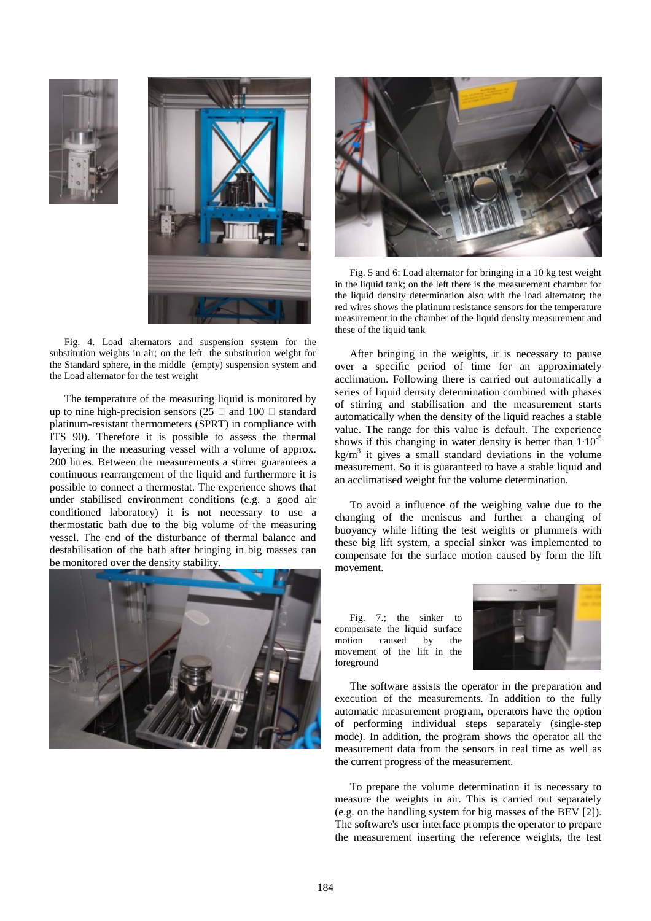Fig. 4. Load alternators and suspension system for the substitution weights in air; on the left the substitution weight for the Standard sphere, in the middle (empty) suspension system and the Load alternator for the test weight

The temperature of the measuring liquid is monitored by up to nine high-precision sensors (25 Ω and 100 Ω standard platinum-resistant thermometers (SPRT) in compliance with ITS 90). Therefore it is possible to assess the thermal layering in the measuring vessel with a volume of approx. 200 litres. Between the measurements a stirrer guarantees a continuous rearrangement of the liquid and furthermore it is possible to connect a thermostat. The experience shows that under stabilised environment conditions (e.g. a good air conditioned laboratory) it is not necessary to use a thermostatic bath due to the big volume of the measuring vessel. The end of the disturbance of thermal balance and destabilisation of the bath after bringing in big masses can be monitored over the density stability.

Fig. 5 and 6: Load alternator for bringing in a 10 kg test weight in the liquid tank; on the left there is the measurement chamber for the liquid density determination also with the load alternator; the red wires shows the platinum resistance sensors for the temperature measurement in the chamber of the liquid density measurement and these of the liquid tank

After bringing in the weights, it is necessary to pause over a specific period of time for an approximately acclimation. Following there is carried out automatically a series of liquid density determination combined with phases of stirring and stabilisation and the measurement starts automatically when the density of the liquid reaches a stable value. The range for this value is default. The experience shows if this changing in water density is better than $1 \cdot 10^{-5}$ kg/m$^3$ it gives a small standard deviations in the volume measurement. So it is guaranteed to have a stable liquid and an acclimatised weight for the volume determination.

To avoid a influence of the weighing value due to the changing of the meniscus and further a changing of buoyancy while lifting the test weights or plummets with these big lift system, a special sinker was implemented to compensate for the surface motion caused by form the lift movement.

Fig. 7.; the sinker to compensate the liquid surface motion caused by the movement of the lift in the foreground

The software assists the operator in the preparation and execution of the measurements. In addition to the fully automatic measurement program, operators have the option of performing individual steps separately (single-step mode). In addition, the program shows the operator all the measurement data from the sensors in real time as well as the current progress of the measurement.

To prepare the volume determination it is necessary to measure the weights in air. This is carried out separately (e.g. on the handling system for big masses of the BEV [2]). The software's user interface prompts the operator to prepare the measurement inserting the reference weights, the test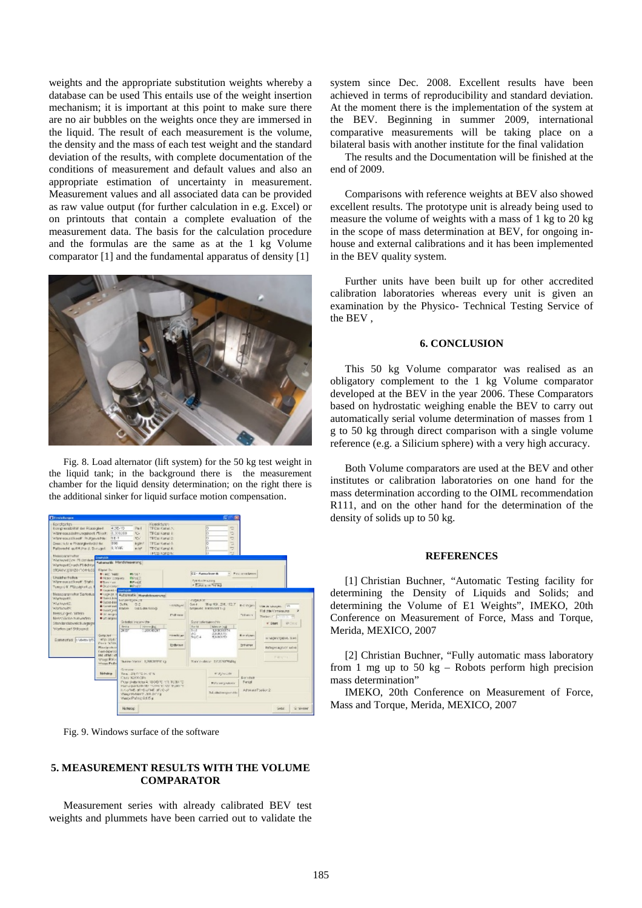weights and the appropriate substitution weights whereby a database can be used This entails use of the weight insertion mechanism; it is important at this point to make sure there are no air bubbles on the weights once they are immersed in the liquid. The result of each measurement is the volume, the density and the mass of each test weight and the standard deviation of the results, with complete documentation of the conditions of measurement and default values and also an appropriate estimation of uncertainty in measurement. Measurement values and all associated data can be provided as raw value output (for further calculation in e.g. Excel) or on printouts that contain a complete evaluation of the measurement data. The basis for the calculation procedure and the formulas are the same as at the 1 kg Volume comparator [1] and the fundamental apparatus of density [1]

Fig. 8. Load alternator (lift system) for the 50 kg test weight in the liquid tank; in the background there is the measurement chamber for the liquid density determination; on the right there is the additional sinker for liquid surface motion compensation.

Fig. 9. Windows surface of the software

## 5. MEASUREMENT RESULTS WITH THE VOLUME COMPARATOR

Measurement series with already calibrated BEV test weights and plummets have been carried out to validate the system since Dec. 2008. Excellent results have been achieved in terms of reproducibility and standard deviation. At the moment there is the implementation of the system at the BEV. Beginning in summer 2009, international comparative measurements will be taking place on a bilateral basis with another institute for the final validation

The results and the Documentation will be finished at the end of 2009.

Comparisons with reference weights at BEV also showed excellent results. The prototype unit is already being used to measure the volume of weights with a mass of 1 kg to 20 kg in the scope of mass determination at BEV, for ongoing in-house and external calibrations and it has been implemented in the BEV quality system.

Further units have been built up for other accredited calibration laboratories whereas every unit is given an examination by the Physico- Technical Testing Service of the BEV ,

## 6. CONCLUSION

This 50 kg Volume comparator was realised as an obligatory complement to the 1 kg Volume comparator developed at the BEV in the year 2006. These Comparators based on hydrostatic weighing enable the BEV to carry out automatically serial volume determination of masses from 1 g to 50 kg through direct comparison with a single volume reference (e.g. a Silicium sphere) with a very high accuracy.

Both Volume comparators are used at the BEV and other institutes or calibration laboratories on one hand for the mass determination according to the OIML recommendation R111, and on the other hand for the determination of the density of solids up to 50 kg.

## REFERENCES

[1] Christian Buchner, "Automatic Testing facility for determining the Density of Liquids and Solids; and determining the Volume of E1 Weights", IMEKO, 20th Conference on Measurement of Force, Mass and Torque, Merida, MEXICO, 2007

[2] Christian Buchner, "Fully automatic mass laboratory from 1 mg up to 50 kg – Robots perform high precision mass determination"

IMEKO, 20th Conference on Measurement of Force, Mass and Torque, Merida, MEXICO, 2007